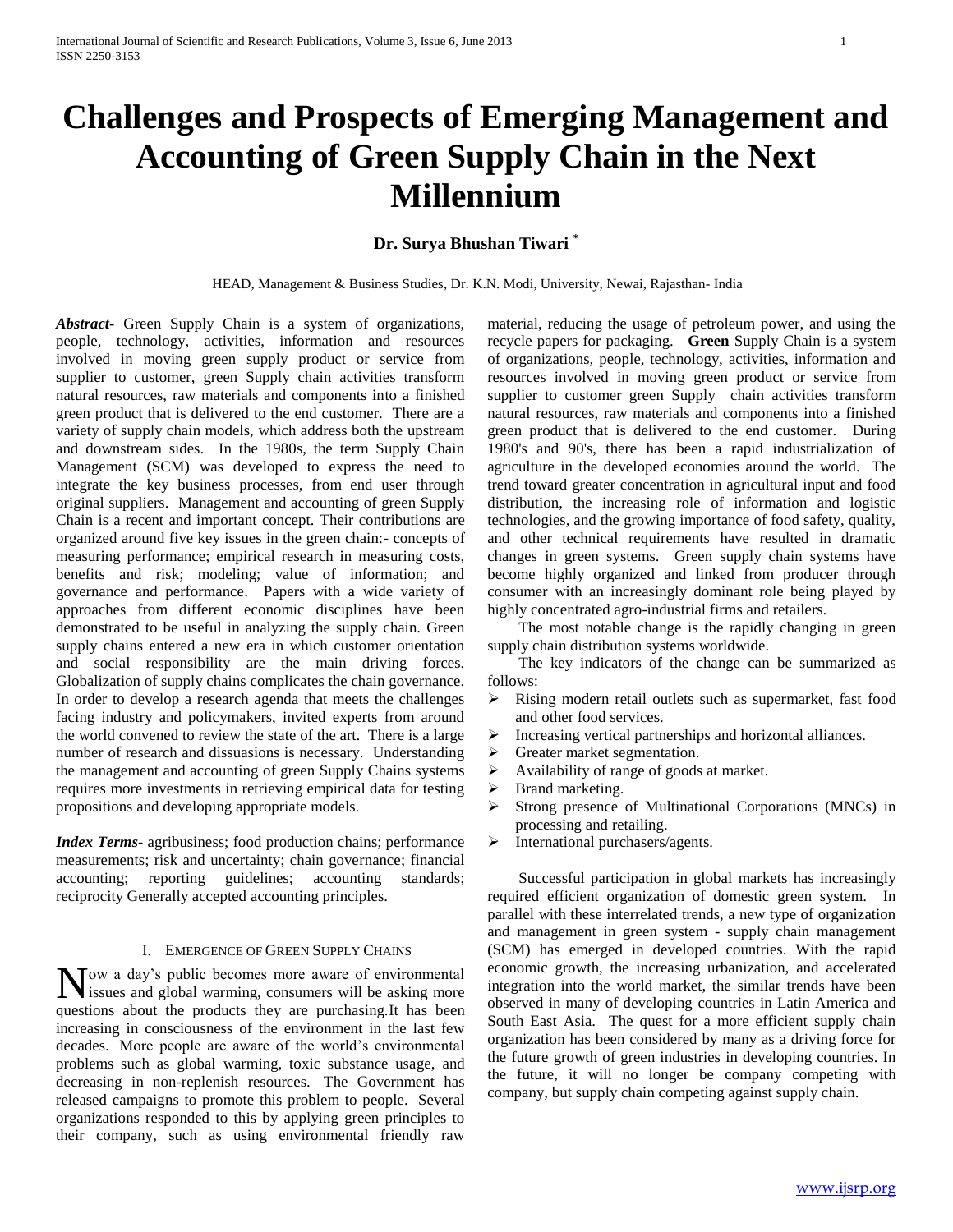# Challenges and Prospects of Emerging Management and Accounting of Green Supply Chain in the Next Millennium

**Dr. Surya Bhushan Tiwari** [*]

HEAD, Management & Business Studies, Dr. K.N. Modi, University, Newai, Rajasthan- India

***Abstract-*** Green Supply Chain is a system of organizations, people, technology, activities, information and resources involved in moving green supply product or service from supplier to customer, green Supply chain activities transform natural resources, raw materials and components into a finished green product that is delivered to the end customer. There are a variety of supply chain models, which address both the upstream and downstream sides. In the 1980s, the term Supply Chain Management (SCM) was developed to express the need to integrate the key business processes, from end user through original suppliers. Management and accounting of green Supply Chain is a recent and important concept. Their contributions are organized around five key issues in the green chain:- concepts of measuring performance; empirical research in measuring costs, benefits and risk; modeling; value of information; and governance and performance. Papers with a wide variety of approaches from different economic disciplines have been demonstrated to be useful in analyzing the supply chain. Green supply chains entered a new era in which customer orientation and social responsibility are the main driving forces. Globalization of supply chains complicates the chain governance. In order to develop a research agenda that meets the challenges facing industry and policymakers, invited experts from around the world convened to review the state of the art. There is a large number of research and dissuasions is necessary. Understanding the management and accounting of green Supply Chains systems requires more investments in retrieving empirical data for testing propositions and developing appropriate models.

***Index Terms*-** agribusiness; food production chains; performance measurements; risk and uncertainty; chain governance; financial accounting; reporting guidelines; accounting standards; reciprocity Generally accepted accounting principles.

## I. Emergence of Green Supply Chains

Now a day's public becomes more aware of environmental issues and global warming, consumers will be asking more questions about the products they are purchasing.It has been increasing in consciousness of the environment in the last few decades. More people are aware of the world's environmental problems such as global warming, toxic substance usage, and decreasing in non-replenish resources. The Government has released campaigns to promote this problem to people. Several organizations responded to this by applying green principles to their company, such as using environmental friendly raw material, reducing the usage of petroleum power, and using the recycle papers for packaging. **Green** Supply Chain is a system of organizations, people, technology, activities, information and resources involved in moving green product or service from supplier to customer green Supply chain activities transform natural resources, raw materials and components into a finished green product that is delivered to the end customer. During 1980's and 90's, there has been a rapid industrialization of agriculture in the developed economies around the world. The trend toward greater concentration in agricultural input and food distribution, the increasing role of information and logistic technologies, and the growing importance of food safety, quality, and other technical requirements have resulted in dramatic changes in green systems. Green supply chain systems have become highly organized and linked from producer through consumer with an increasingly dominant role being played by highly concentrated agro-industrial firms and retailers.

The most notable change is the rapidly changing in green supply chain distribution systems worldwide.

The key indicators of the change can be summarized as follows:

- Rising modern retail outlets such as supermarket, fast food and other food services.
- Increasing vertical partnerships and horizontal alliances.
- Greater market segmentation.
- Availability of range of goods at market.
- Brand marketing.
- Strong presence of Multinational Corporations (MNCs) in processing and retailing.
- International purchasers/agents.

Successful participation in global markets has increasingly required efficient organization of domestic green system. In parallel with these interrelated trends, a new type of organization and management in green system - supply chain management (SCM) has emerged in developed countries. With the rapid economic growth, the increasing urbanization, and accelerated integration into the world market, the similar trends have been observed in many of developing countries in Latin America and South East Asia. The quest for a more efficient supply chain organization has been considered by many as a driving force for the future growth of green industries in developing countries. In the future, it will no longer be company competing with company, but supply chain competing against supply chain.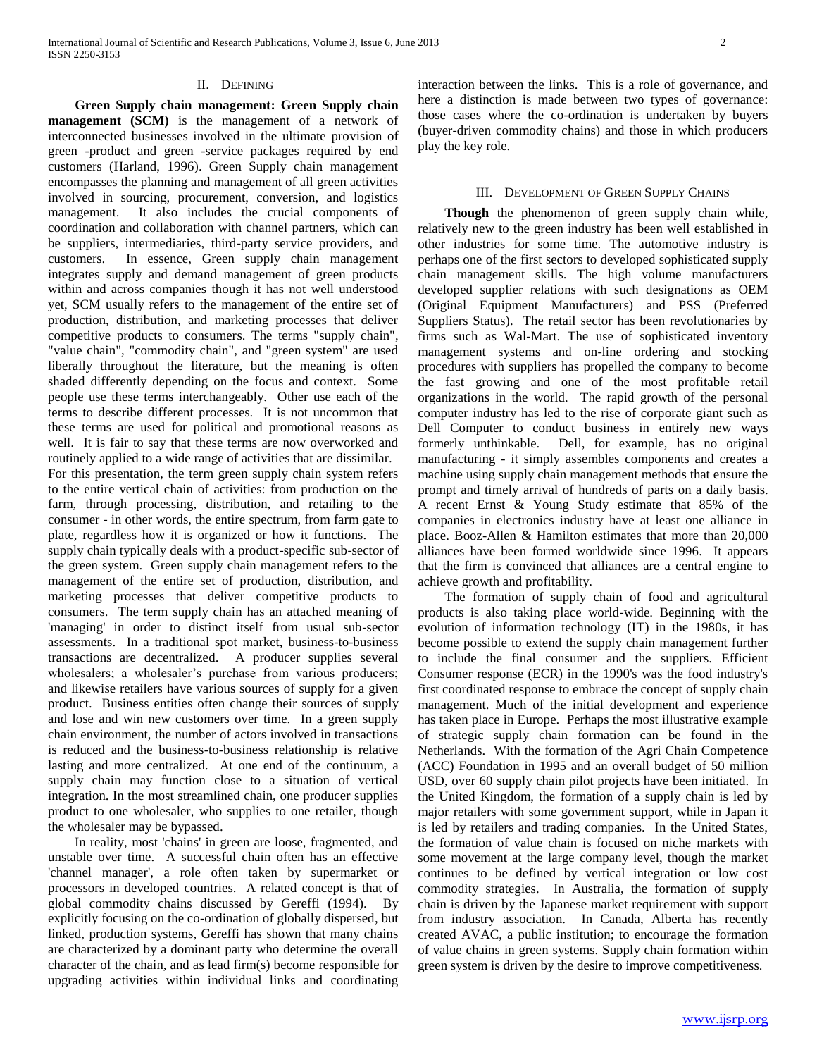## II. Defining

**Green Supply chain management: Green Supply chain management (SCM)** is the management of a network of interconnected businesses involved in the ultimate provision of green -product and green -service packages required by end customers (Harland, 1996). Green Supply chain management encompasses the planning and management of all green activities involved in sourcing, procurement, conversion, and logistics management. It also includes the crucial components of coordination and collaboration with channel partners, which can be suppliers, intermediaries, third-party service providers, and customers. In essence, Green supply chain management integrates supply and demand management of green products within and across companies though it has not well understood yet, SCM usually refers to the management of the entire set of production, distribution, and marketing processes that deliver competitive products to consumers. The terms "supply chain", "value chain", "commodity chain", and "green system" are used liberally throughout the literature, but the meaning is often shaded differently depending on the focus and context. Some people use these terms interchangeably. Other use each of the terms to describe different processes. It is not uncommon that these terms are used for political and promotional reasons as well. It is fair to say that these terms are now overworked and routinely applied to a wide range of activities that are dissimilar.

For this presentation, the term green supply chain system refers to the entire vertical chain of activities: from production on the farm, through processing, distribution, and retailing to the consumer - in other words, the entire spectrum, from farm gate to plate, regardless how it is organized or how it functions. The supply chain typically deals with a product-specific sub-sector of the green system. Green supply chain management refers to the management of the entire set of production, distribution, and marketing processes that deliver competitive products to consumers. The term supply chain has an attached meaning of 'managing' in order to distinct itself from usual sub-sector assessments. In a traditional spot market, business-to-business transactions are decentralized. A producer supplies several wholesalers; a wholesaler's purchase from various producers; and likewise retailers have various sources of supply for a given product. Business entities often change their sources of supply and lose and win new customers over time. In a green supply chain environment, the number of actors involved in transactions is reduced and the business-to-business relationship is relative lasting and more centralized. At one end of the continuum, a supply chain may function close to a situation of vertical integration. In the most streamlined chain, one producer supplies product to one wholesaler, who supplies to one retailer, though the wholesaler may be bypassed.

In reality, most 'chains' in green are loose, fragmented, and unstable over time. A successful chain often has an effective 'channel manager', a role often taken by supermarket or processors in developed countries. A related concept is that of global commodity chains discussed by Gereffi (1994). By explicitly focusing on the co-ordination of globally dispersed, but linked, production systems, Gereffi has shown that many chains are characterized by a dominant party who determine the overall character of the chain, and as lead firm(s) become responsible for upgrading activities within individual links and coordinating interaction between the links. This is a role of governance, and here a distinction is made between two types of governance: those cases where the co-ordination is undertaken by buyers (buyer-driven commodity chains) and those in which producers play the key role.

## III. Development of Green Supply Chains

**Though** the phenomenon of green supply chain while, relatively new to the green industry has been well established in other industries for some time. The automotive industry is perhaps one of the first sectors to developed sophisticated supply chain management skills. The high volume manufacturers developed supplier relations with such designations as OEM (Original Equipment Manufacturers) and PSS (Preferred Suppliers Status). The retail sector has been revolutionaries by firms such as Wal-Mart. The use of sophisticated inventory management systems and on-line ordering and stocking procedures with suppliers has propelled the company to become the fast growing and one of the most profitable retail organizations in the world. The rapid growth of the personal computer industry has led to the rise of corporate giant such as Dell Computer to conduct business in entirely new ways formerly unthinkable. Dell, for example, has no original manufacturing - it simply assembles components and creates a machine using supply chain management methods that ensure the prompt and timely arrival of hundreds of parts on a daily basis. A recent Ernst & Young Study estimate that 85% of the companies in electronics industry have at least one alliance in place. Booz-Allen & Hamilton estimates that more than 20,000 alliances have been formed worldwide since 1996. It appears that the firm is convinced that alliances are a central engine to achieve growth and profitability.

The formation of supply chain of food and agricultural products is also taking place world-wide. Beginning with the evolution of information technology (IT) in the 1980s, it has become possible to extend the supply chain management further to include the final consumer and the suppliers. Efficient Consumer response (ECR) in the 1990's was the food industry's first coordinated response to embrace the concept of supply chain management. Much of the initial development and experience has taken place in Europe. Perhaps the most illustrative example of strategic supply chain formation can be found in the Netherlands. With the formation of the Agri Chain Competence (ACC) Foundation in 1995 and an overall budget of 50 million USD, over 60 supply chain pilot projects have been initiated. In the United Kingdom, the formation of a supply chain is led by major retailers with some government support, while in Japan it is led by retailers and trading companies. In the United States, the formation of value chain is focused on niche markets with some movement at the large company level, though the market continues to be defined by vertical integration or low cost commodity strategies. In Australia, the formation of supply chain is driven by the Japanese market requirement with support from industry association. In Canada, Alberta has recently created AVAC, a public institution; to encourage the formation of value chains in green systems. Supply chain formation within green system is driven by the desire to improve competitiveness.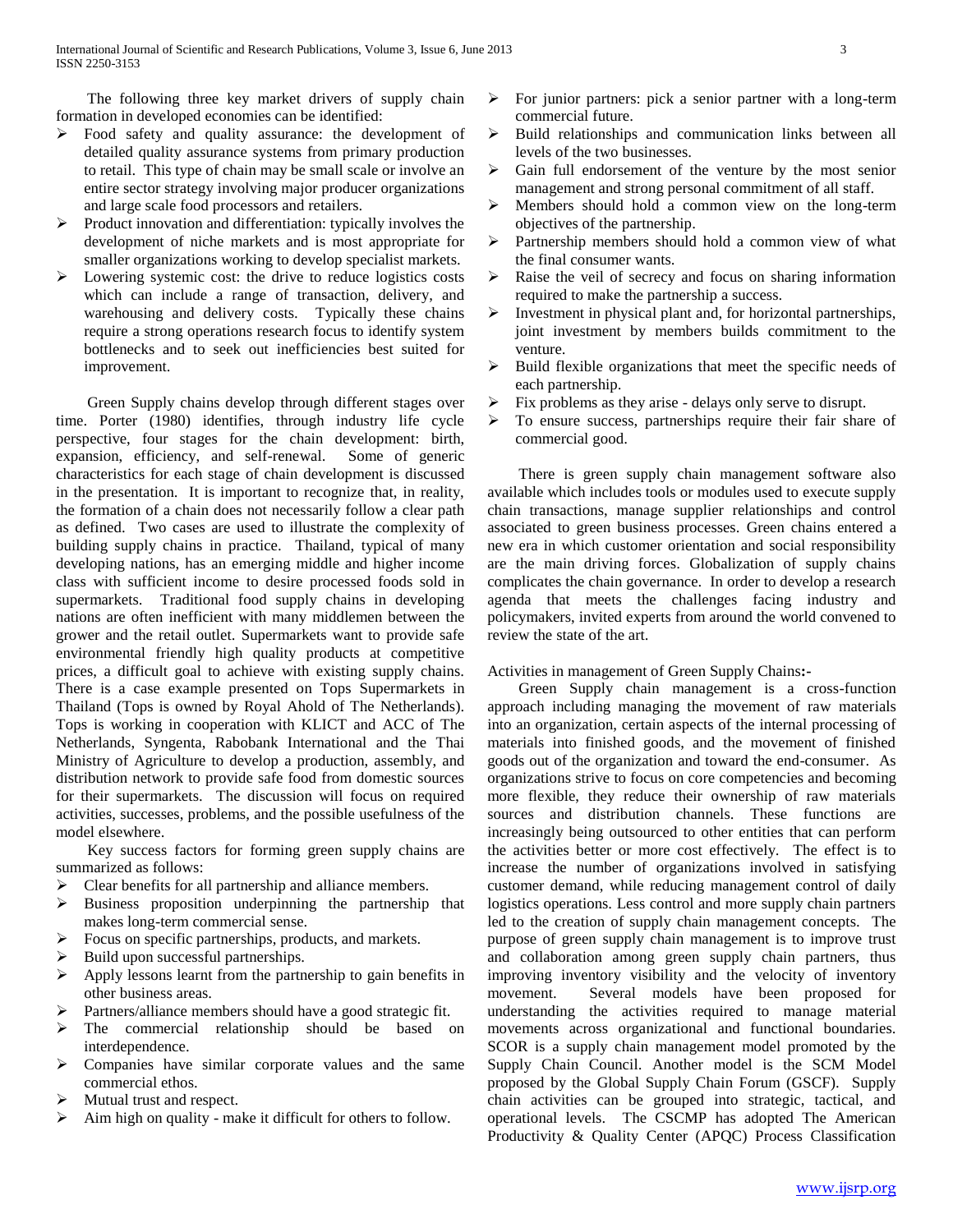The following three key market drivers of supply chain formation in developed economies can be identified:

- Food safety and quality assurance: the development of detailed quality assurance systems from primary production to retail. This type of chain may be small scale or involve an entire sector strategy involving major producer organizations and large scale food processors and retailers.
- Product innovation and differentiation: typically involves the development of niche markets and is most appropriate for smaller organizations working to develop specialist markets.
- Lowering systemic cost: the drive to reduce logistics costs which can include a range of transaction, delivery, and warehousing and delivery costs. Typically these chains require a strong operations research focus to identify system bottlenecks and to seek out inefficiencies best suited for improvement.

Green Supply chains develop through different stages over time. Porter (1980) identifies, through industry life cycle perspective, four stages for the chain development: birth, expansion, efficiency, and self-renewal. Some of generic characteristics for each stage of chain development is discussed in the presentation. It is important to recognize that, in reality, the formation of a chain does not necessarily follow a clear path as defined. Two cases are used to illustrate the complexity of building supply chains in practice. Thailand, typical of many developing nations, has an emerging middle and higher income class with sufficient income to desire processed foods sold in supermarkets. Traditional food supply chains in developing nations are often inefficient with many middlemen between the grower and the retail outlet. Supermarkets want to provide safe environmental friendly high quality products at competitive prices, a difficult goal to achieve with existing supply chains. There is a case example presented on Tops Supermarkets in Thailand (Tops is owned by Royal Ahold of The Netherlands). Tops is working in cooperation with KLICT and ACC of The Netherlands, Syngenta, Rabobank International and the Thai Ministry of Agriculture to develop a production, assembly, and distribution network to provide safe food from domestic sources for their supermarkets. The discussion will focus on required activities, successes, problems, and the possible usefulness of the model elsewhere.

Key success factors for forming green supply chains are summarized as follows:

- Clear benefits for all partnership and alliance members.
- Business proposition underpinning the partnership that makes long-term commercial sense.
- Focus on specific partnerships, products, and markets.
- Build upon successful partnerships.
- Apply lessons learnt from the partnership to gain benefits in other business areas.
- Partners/alliance members should have a good strategic fit.
- The commercial relationship should be based on interdependence.
- Companies have similar corporate values and the same commercial ethos.
- Mutual trust and respect.
- Aim high on quality - make it difficult for others to follow.
- For junior partners: pick a senior partner with a long-term commercial future.
- Build relationships and communication links between all levels of the two businesses.
- Gain full endorsement of the venture by the most senior management and strong personal commitment of all staff.
- Members should hold a common view on the long-term objectives of the partnership.
- Partnership members should hold a common view of what the final consumer wants.
- Raise the veil of secrecy and focus on sharing information required to make the partnership a success.
- Investment in physical plant and, for horizontal partnerships, joint investment by members builds commitment to the venture.
- Build flexible organizations that meet the specific needs of each partnership.
- Fix problems as they arise - delays only serve to disrupt.
- To ensure success, partnerships require their fair share of commercial good.

There is green supply chain management software also available which includes tools or modules used to execute supply chain transactions, manage supplier relationships and control associated to green business processes. Green chains entered a new era in which customer orientation and social responsibility are the main driving forces. Globalization of supply chains complicates the chain governance. In order to develop a research agenda that meets the challenges facing industry and policymakers, invited experts from around the world convened to review the state of the art.

Activities in management of Green Supply Chains:-

Green Supply chain management is a cross-function approach including managing the movement of raw materials into an organization, certain aspects of the internal processing of materials into finished goods, and the movement of finished goods out of the organization and toward the end-consumer. As organizations strive to focus on core competencies and becoming more flexible, they reduce their ownership of raw materials sources and distribution channels. These functions are increasingly being outsourced to other entities that can perform the activities better or more cost effectively. The effect is to increase the number of organizations involved in satisfying customer demand, while reducing management control of daily logistics operations. Less control and more supply chain partners led to the creation of supply chain management concepts. The purpose of green supply chain management is to improve trust and collaboration among green supply chain partners, thus improving inventory visibility and the velocity of inventory movement. Several models have been proposed for understanding the activities required to manage material movements across organizational and functional boundaries. SCOR is a supply chain management model promoted by the Supply Chain Council. Another model is the SCM Model proposed by the Global Supply Chain Forum (GSCF). Supply chain activities can be grouped into strategic, tactical, and operational levels. The CSCMP has adopted The American Productivity & Quality Center (APQC) Process Classification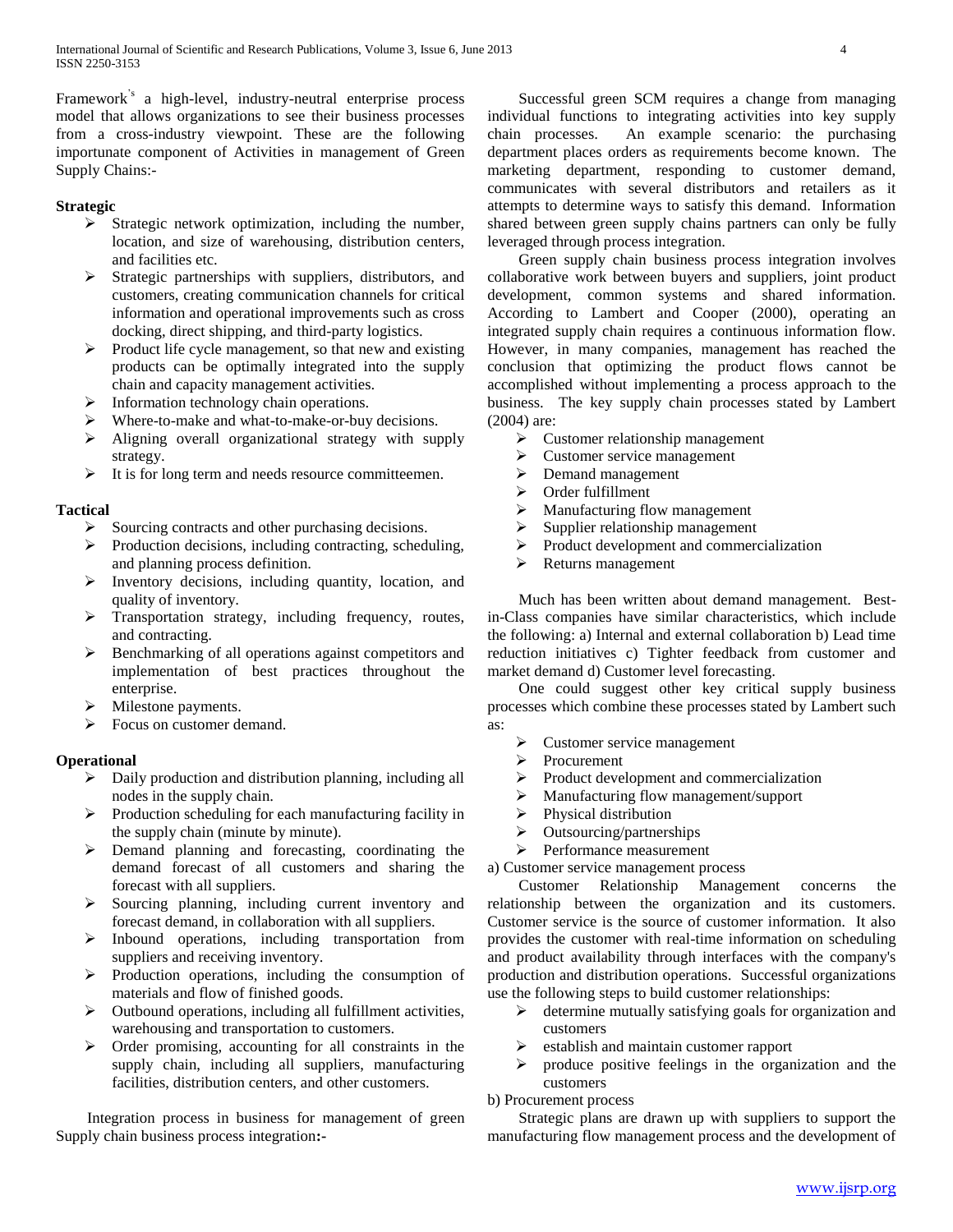Framework's a high-level, industry-neutral enterprise process model that allows organizations to see their business processes from a cross-industry viewpoint. These are the following importunate component of Activities in management of Green Supply Chains:-

**Strategic**

- Strategic network optimization, including the number, location, and size of warehousing, distribution centers, and facilities etc.
- Strategic partnerships with suppliers, distributors, and customers, creating communication channels for critical information and operational improvements such as cross docking, direct shipping, and third-party logistics.
- Product life cycle management, so that new and existing products can be optimally integrated into the supply chain and capacity management activities.
- Information technology chain operations.
- Where-to-make and what-to-make-or-buy decisions.
- Aligning overall organizational strategy with supply strategy.
- It is for long term and needs resource committeemen.

**Tactical**

- Sourcing contracts and other purchasing decisions.
- Production decisions, including contracting, scheduling, and planning process definition.
- Inventory decisions, including quantity, location, and quality of inventory.
- Transportation strategy, including frequency, routes, and contracting.
- Benchmarking of all operations against competitors and implementation of best practices throughout the enterprise.
- Milestone payments.
- Focus on customer demand.

**Operational**

- Daily production and distribution planning, including all nodes in the supply chain.
- Production scheduling for each manufacturing facility in the supply chain (minute by minute).
- Demand planning and forecasting, coordinating the demand forecast of all customers and sharing the forecast with all suppliers.
- Sourcing planning, including current inventory and forecast demand, in collaboration with all suppliers.
- Inbound operations, including transportation from suppliers and receiving inventory.
- Production operations, including the consumption of materials and flow of finished goods.
- Outbound operations, including all fulfillment activities, warehousing and transportation to customers.
- Order promising, accounting for all constraints in the supply chain, including all suppliers, manufacturing facilities, distribution centers, and other customers.

Integration process in business for management of green Supply chain business process integration**:-**

Successful green SCM requires a change from managing individual functions to integrating activities into key supply chain processes. An example scenario: the purchasing department places orders as requirements become known. The marketing department, responding to customer demand, communicates with several distributors and retailers as it attempts to determine ways to satisfy this demand. Information shared between green supply chains partners can only be fully leveraged through process integration.

Green supply chain business process integration involves collaborative work between buyers and suppliers, joint product development, common systems and shared information. According to Lambert and Cooper (2000), operating an integrated supply chain requires a continuous information flow. However, in many companies, management has reached the conclusion that optimizing the product flows cannot be accomplished without implementing a process approach to the business. The key supply chain processes stated by Lambert (2004) are:

- Customer relationship management
- Customer service management
- Demand management
- Order fulfillment
- Manufacturing flow management
- Supplier relationship management
- Product development and commercialization
- Returns management

Much has been written about demand management. Best-in-Class companies have similar characteristics, which include the following: a) Internal and external collaboration b) Lead time reduction initiatives c) Tighter feedback from customer and market demand d) Customer level forecasting.

One could suggest other key critical supply business processes which combine these processes stated by Lambert such as:

- Customer service management
- Procurement
- Product development and commercialization
- Manufacturing flow management/support
- Physical distribution
- Outsourcing/partnerships
- Performance measurement

a) Customer service management process

Customer Relationship Management concerns the relationship between the organization and its customers. Customer service is the source of customer information. It also provides the customer with real-time information on scheduling and product availability through interfaces with the company's production and distribution operations. Successful organizations use the following steps to build customer relationships:

- determine mutually satisfying goals for organization and customers
- establish and maintain customer rapport
- produce positive feelings in the organization and the customers

b) Procurement process

Strategic plans are drawn up with suppliers to support the manufacturing flow management process and the development of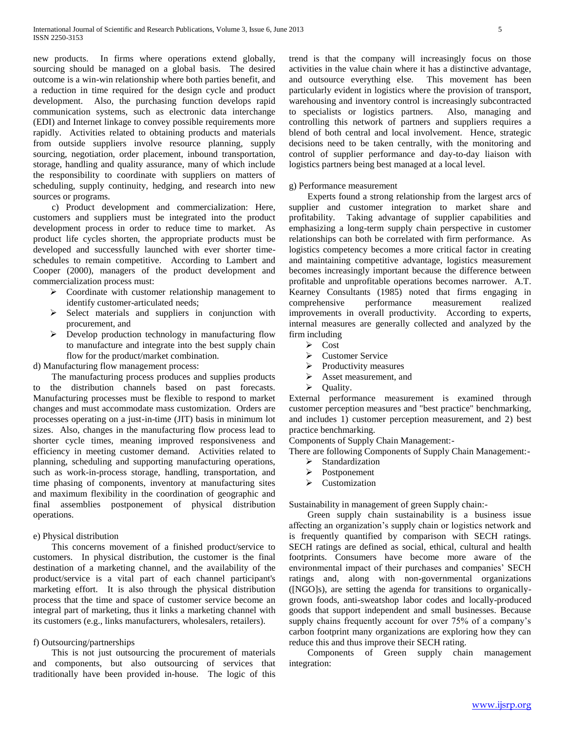new products. In firms where operations extend globally, sourcing should be managed on a global basis. The desired outcome is a win-win relationship where both parties benefit, and a reduction in time required for the design cycle and product development. Also, the purchasing function develops rapid communication systems, such as electronic data interchange (EDI) and Internet linkage to convey possible requirements more rapidly. Activities related to obtaining products and materials from outside suppliers involve resource planning, supply sourcing, negotiation, order placement, inbound transportation, storage, handling and quality assurance, many of which include the responsibility to coordinate with suppliers on matters of scheduling, supply continuity, hedging, and research into new sources or programs.

c) Product development and commercialization: Here, customers and suppliers must be integrated into the product development process in order to reduce time to market. As product life cycles shorten, the appropriate products must be developed and successfully launched with ever shorter time-schedules to remain competitive. According to Lambert and Cooper (2000), managers of the product development and commercialization process must:

- Coordinate with customer relationship management to identify customer-articulated needs;
- Select materials and suppliers in conjunction with procurement, and
- Develop production technology in manufacturing flow to manufacture and integrate into the best supply chain flow for the product/market combination.

d) Manufacturing flow management process:

The manufacturing process produces and supplies products to the distribution channels based on past forecasts. Manufacturing processes must be flexible to respond to market changes and must accommodate mass customization. Orders are processes operating on a just-in-time (JIT) basis in minimum lot sizes. Also, changes in the manufacturing flow process lead to shorter cycle times, meaning improved responsiveness and efficiency in meeting customer demand. Activities related to planning, scheduling and supporting manufacturing operations, such as work-in-process storage, handling, transportation, and time phasing of components, inventory at manufacturing sites and maximum flexibility in the coordination of geographic and final assemblies postponement of physical distribution operations.

e) Physical distribution

This concerns movement of a finished product/service to customers. In physical distribution, the customer is the final destination of a marketing channel, and the availability of the product/service is a vital part of each channel participant's marketing effort. It is also through the physical distribution process that the time and space of customer service become an integral part of marketing, thus it links a marketing channel with its customers (e.g., links manufacturers, wholesalers, retailers).

f) Outsourcing/partnerships

This is not just outsourcing the procurement of materials and components, but also outsourcing of services that traditionally have been provided in-house. The logic of this trend is that the company will increasingly focus on those activities in the value chain where it has a distinctive advantage, and outsource everything else. This movement has been particularly evident in logistics where the provision of transport, warehousing and inventory control is increasingly subcontracted to specialists or logistics partners. Also, managing and controlling this network of partners and suppliers requires a blend of both central and local involvement. Hence, strategic decisions need to be taken centrally, with the monitoring and control of supplier performance and day-to-day liaison with logistics partners being best managed at a local level.

g) Performance measurement

Experts found a strong relationship from the largest arcs of supplier and customer integration to market share and profitability. Taking advantage of supplier capabilities and emphasizing a long-term supply chain perspective in customer relationships can both be correlated with firm performance. As logistics competency becomes a more critical factor in creating and maintaining competitive advantage, logistics measurement becomes increasingly important because the difference between profitable and unprofitable operations becomes narrower. A.T. Kearney Consultants (1985) noted that firms engaging in comprehensive performance measurement realized improvements in overall productivity. According to experts, internal measures are generally collected and analyzed by the firm including

- Cost
- Customer Service
- Productivity measures
- Asset measurement, and
- Quality.

External performance measurement is examined through customer perception measures and "best practice" benchmarking, and includes 1) customer perception measurement, and 2) best practice benchmarking.

Components of Supply Chain Management:-

There are following Components of Supply Chain Management:-

- Standardization
- Postponement
- Customization

Sustainability in management of green Supply chain:-

Green supply chain sustainability is a business issue affecting an organization's supply chain or logistics network and is frequently quantified by comparison with SECH ratings. SECH ratings are defined as social, ethical, cultural and health footprints. Consumers have become more aware of the environmental impact of their purchases and companies' SECH ratings and, along with non-governmental organizations ([NGO]s), are setting the agenda for transitions to organically-grown foods, anti-sweatshop labor codes and locally-produced goods that support independent and small businesses. Because supply chains frequently account for over 75% of a company's carbon footprint many organizations are exploring how they can reduce this and thus improve their SECH rating.

Components of Green supply chain management integration: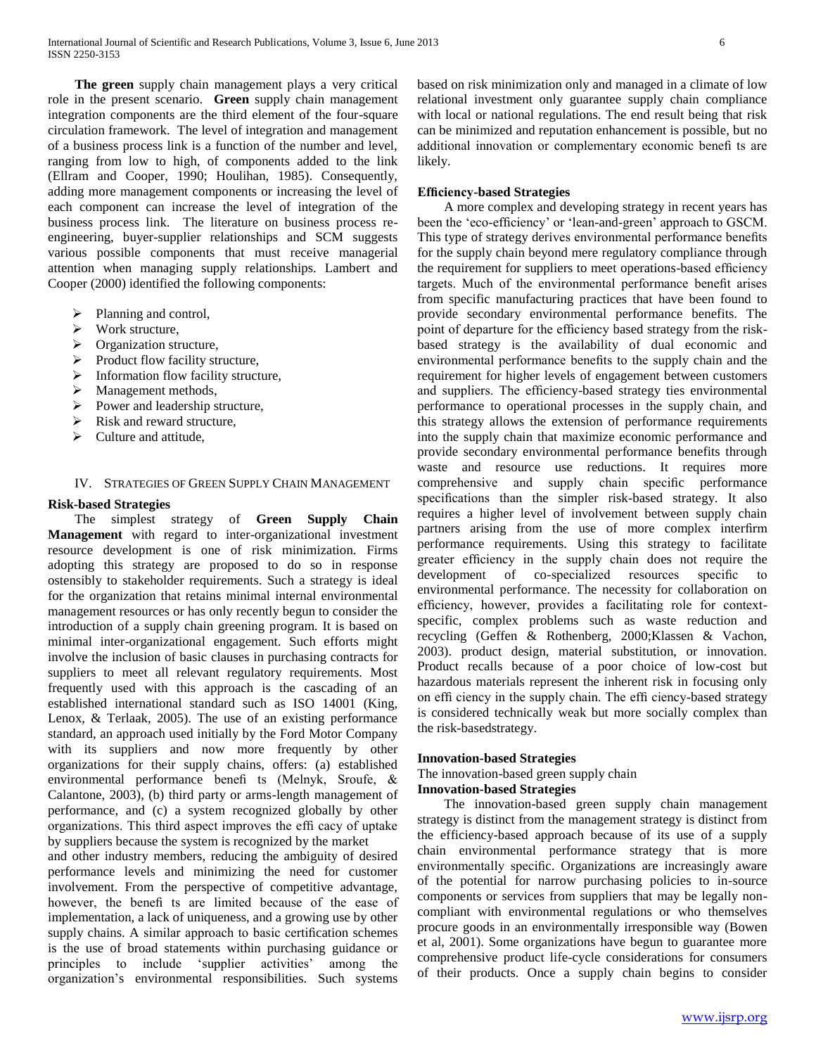**The green** supply chain management plays a very critical role in the present scenario. **Green** supply chain management integration components are the third element of the four-square circulation framework. The level of integration and management of a business process link is a function of the number and level, ranging from low to high, of components added to the link (Ellram and Cooper, 1990; Houlihan, 1985). Consequently, adding more management components or increasing the level of each component can increase the level of integration of the business process link. The literature on business process re-engineering, buyer-supplier relationships and SCM suggests various possible components that must receive managerial attention when managing supply relationships. Lambert and Cooper (2000) identified the following components:

- Planning and control,
- Work structure,
- Organization structure,
- Product flow facility structure,
- Information flow facility structure,
- Management methods,
- Power and leadership structure,
- Risk and reward structure,
- Culture and attitude,

## IV. Strategies of Green Supply Chain Management

### Risk-based Strategies

The simplest strategy of **Green Supply Chain Management** with regard to inter-organizational investment resource development is one of risk minimization. Firms adopting this strategy are proposed to do so in response ostensibly to stakeholder requirements. Such a strategy is ideal for the organization that retains minimal internal environmental management resources or has only recently begun to consider the introduction of a supply chain greening program. It is based on minimal inter-organizational engagement. Such efforts might involve the inclusion of basic clauses in purchasing contracts for suppliers to meet all relevant regulatory requirements. Most frequently used with this approach is the cascading of an established international standard such as ISO 14001 (King, Lenox, & Terlaak, 2005). The use of an existing performance standard, an approach used initially by the Ford Motor Company with its suppliers and now more frequently by other organizations for their supply chains, offers: (a) established environmental performance benefi ts (Melnyk, Sroufe, & Calantone, 2003), (b) third party or arms-length management of performance, and (c) a system recognized globally by other organizations. This third aspect improves the effi cacy of uptake by suppliers because the system is recognized by the market and other industry members, reducing the ambiguity of desired performance levels and minimizing the need for customer involvement. From the perspective of competitive advantage, however, the benefi ts are limited because of the ease of implementation, a lack of uniqueness, and a growing use by other supply chains. A similar approach to basic certification schemes is the use of broad statements within purchasing guidance or principles to include 'supplier activities' among the organization's environmental responsibilities. Such systems based on risk minimization only and managed in a climate of low relational investment only guarantee supply chain compliance with local or national regulations. The end result being that risk can be minimized and reputation enhancement is possible, but no additional innovation or complementary economic benefi ts are likely.

### Efficiency-based Strategies

A more complex and developing strategy in recent years has been the 'eco-efficiency' or 'lean-and-green' approach to GSCM. This type of strategy derives environmental performance benefits for the supply chain beyond mere regulatory compliance through the requirement for suppliers to meet operations-based efficiency targets. Much of the environmental performance benefit arises from specific manufacturing practices that have been found to provide secondary environmental performance benefits. The point of departure for the efficiency based strategy from the risk-based strategy is the availability of dual economic and environmental performance benefits to the supply chain and the requirement for higher levels of engagement between customers and suppliers. The efficiency-based strategy ties environmental performance to operational processes in the supply chain, and this strategy allows the extension of performance requirements into the supply chain that maximize economic performance and provide secondary environmental performance benefits through waste and resource use reductions. It requires more comprehensive and supply chain specific performance specifications than the simpler risk-based strategy. It also requires a higher level of involvement between supply chain partners arising from the use of more complex interfirm performance requirements. Using this strategy to facilitate greater efficiency in the supply chain does not require the development of co-specialized resources specific to environmental performance. The necessity for collaboration on efficiency, however, provides a facilitating role for context-specific, complex problems such as waste reduction and recycling (Geffen & Rothenberg, 2000;Klassen & Vachon, 2003). product design, material substitution, or innovation. Product recalls because of a poor choice of low-cost but hazardous materials represent the inherent risk in focusing only on effi ciency in the supply chain. The effi ciency-based strategy is considered technically weak but more socially complex than the risk-basedstrategy.

### Innovation-based Strategies

The innovation-based green supply chain

### Innovation-based Strategies

The innovation-based green supply chain management strategy is distinct from the management strategy is distinct from the efficiency-based approach because of its use of a supply chain environmental performance strategy that is more environmentally specific. Organizations are increasingly aware of the potential for narrow purchasing policies to in-source components or services from suppliers that may be legally non-compliant with environmental regulations or who themselves procure goods in an environmentally irresponsible way (Bowen et al, 2001). Some organizations have begun to guarantee more comprehensive product life-cycle considerations for consumers of their products. Once a supply chain begins to consider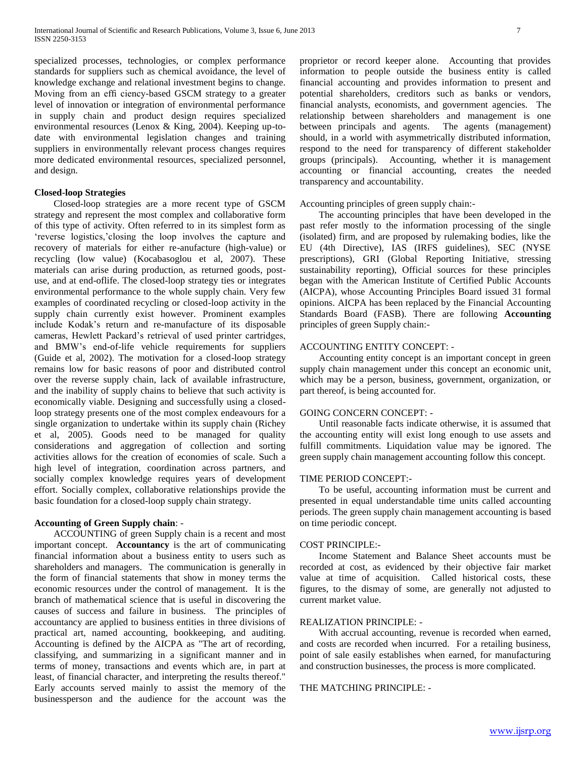specialized processes, technologies, or complex performance standards for suppliers such as chemical avoidance, the level of knowledge exchange and relational investment begins to change. Moving from an effi ciency-based GSCM strategy to a greater level of innovation or integration of environmental performance in supply chain and product design requires specialized environmental resources (Lenox & King, 2004). Keeping up-to-date with environmental legislation changes and training suppliers in environmentally relevant process changes requires more dedicated environmental resources, specialized personnel, and design.

**Closed-loop Strategies**

Closed-loop strategies are a more recent type of GSCM strategy and represent the most complex and collaborative form of this type of activity. Often referred to in its simplest form as 'reverse logistics,'closing the loop involves the capture and recovery of materials for either re-anufacture (high-value) or recycling (low value) (Kocabasoglou et al, 2007). These materials can arise during production, as returned goods, post-use, and at end-oflife. The closed-loop strategy ties or integrates environmental performance to the whole supply chain. Very few examples of coordinated recycling or closed-loop activity in the supply chain currently exist however. Prominent examples include Kodak's return and re-manufacture of its disposable cameras, Hewlett Packard's retrieval of used printer cartridges, and BMW's end-of-life vehicle requirements for suppliers (Guide et al, 2002). The motivation for a closed-loop strategy remains low for basic reasons of poor and distributed control over the reverse supply chain, lack of available infrastructure, and the inability of supply chains to believe that such activity is economically viable. Designing and successfully using a closed-loop strategy presents one of the most complex endeavours for a single organization to undertake within its supply chain (Richey et al, 2005). Goods need to be managed for quality considerations and aggregation of collection and sorting activities allows for the creation of economies of scale. Such a high level of integration, coordination across partners, and socially complex knowledge requires years of development effort. Socially complex, collaborative relationships provide the basic foundation for a closed-loop supply chain strategy.

**Accounting of Green Supply chain**: -

ACCOUNTING of green Supply chain is a recent and most important concept. **Accountancy** is the art of communicating financial information about a business entity to users such as shareholders and managers. The communication is generally in the form of financial statements that show in money terms the economic resources under the control of management. It is the branch of mathematical science that is useful in discovering the causes of success and failure in business. The principles of accountancy are applied to business entities in three divisions of practical art, named accounting, bookkeeping, and auditing. Accounting is defined by the AICPA as "The art of recording, classifying, and summarizing in a significant manner and in terms of money, transactions and events which are, in part at least, of financial character, and interpreting the results thereof." Early accounts served mainly to assist the memory of the businessperson and the audience for the account was the proprietor or record keeper alone. Accounting that provides information to people outside the business entity is called financial accounting and provides information to present and potential shareholders, creditors such as banks or vendors, financial analysts, economists, and government agencies. The relationship between shareholders and management is one between principals and agents. The agents (management) should, in a world with asymmetrically distributed information, respond to the need for transparency of different stakeholder groups (principals). Accounting, whether it is management accounting or financial accounting, creates the needed transparency and accountability.

Accounting principles of green supply chain:-

The accounting principles that have been developed in the past refer mostly to the information processing of the single (isolated) firm, and are proposed by rulemaking bodies, like the EU (4th Directive), IAS (IRFS guidelines), SEC (NYSE prescriptions), GRI (Global Reporting Initiative, stressing sustainability reporting), Official sources for these principles began with the American Institute of Certified Public Accounts (AICPA), whose Accounting Principles Board issued 31 formal opinions. AICPA has been replaced by the Financial Accounting Standards Board (FASB). There are following **Accounting** principles of green Supply chain:-

ACCOUNTING ENTITY CONCEPT: -

Accounting entity concept is an important concept in green supply chain management under this concept an economic unit, which may be a person, business, government, organization, or part thereof, is being accounted for.

GOING CONCERN CONCEPT: -

Until reasonable facts indicate otherwise, it is assumed that the accounting entity will exist long enough to use assets and fulfill commitments. Liquidation value may be ignored. The green supply chain management accounting follow this concept.

TIME PERIOD CONCEPT:-

To be useful, accounting information must be current and presented in equal understandable time units called accounting periods. The green supply chain management accounting is based on time periodic concept.

COST PRINCIPLE:-

Income Statement and Balance Sheet accounts must be recorded at cost, as evidenced by their objective fair market value at time of acquisition. Called historical costs, these figures, to the dismay of some, are generally not adjusted to current market value.

REALIZATION PRINCIPLE: -

With accrual accounting, revenue is recorded when earned, and costs are recorded when incurred. For a retailing business, point of sale easily establishes when earned, for manufacturing and construction businesses, the process is more complicated.

THE MATCHING PRINCIPLE: -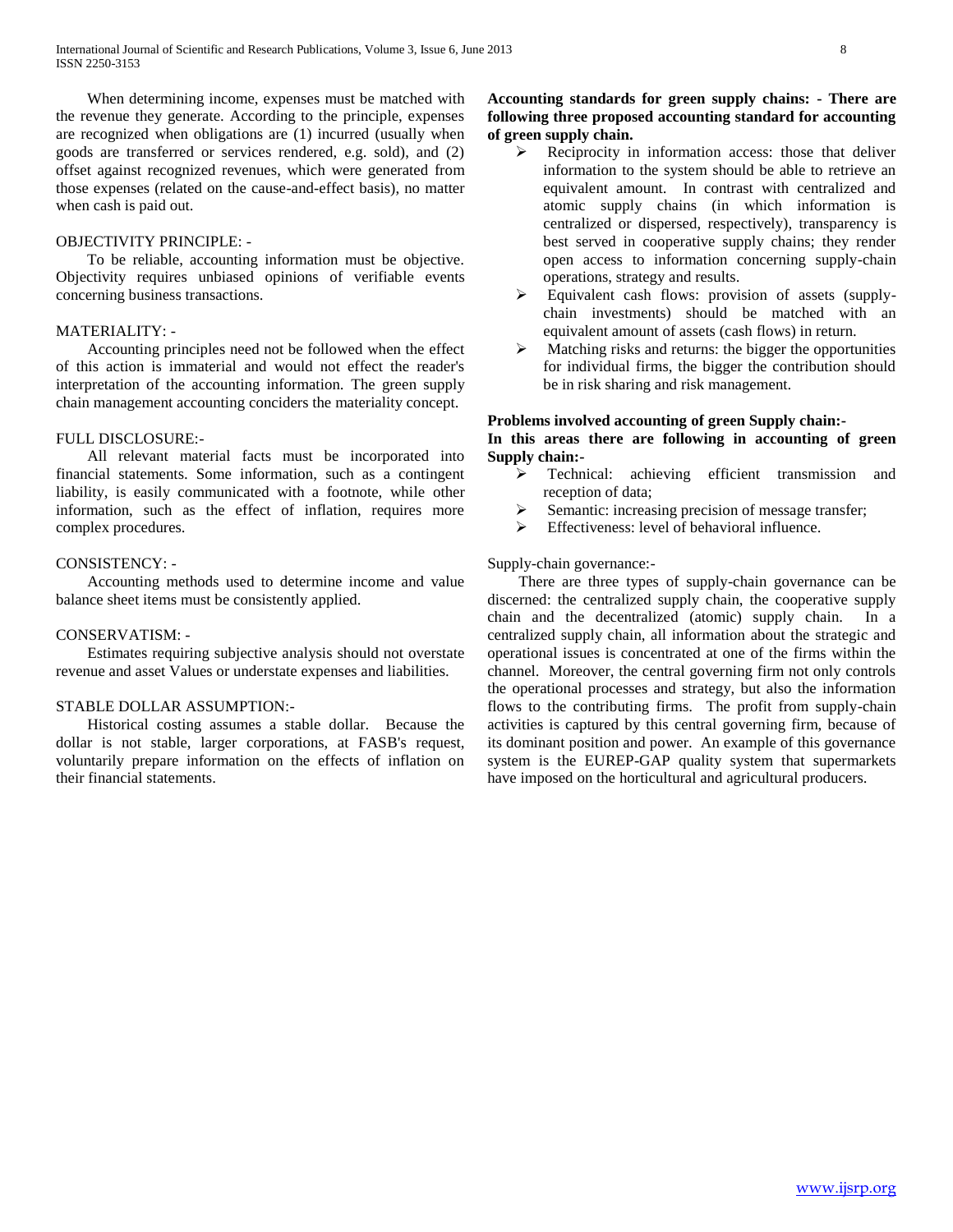When determining income, expenses must be matched with the revenue they generate. According to the principle, expenses are recognized when obligations are (1) incurred (usually when goods are transferred or services rendered, e.g. sold), and (2) offset against recognized revenues, which were generated from those expenses (related on the cause-and-effect basis), no matter when cash is paid out.

OBJECTIVITY PRINCIPLE: -

To be reliable, accounting information must be objective. Objectivity requires unbiased opinions of verifiable events concerning business transactions.

MATERIALITY: -

Accounting principles need not be followed when the effect of this action is immaterial and would not effect the reader's interpretation of the accounting information. The green supply chain management accounting conciders the materiality concept.

FULL DISCLOSURE:-

All relevant material facts must be incorporated into financial statements. Some information, such as a contingent liability, is easily communicated with a footnote, while other information, such as the effect of inflation, requires more complex procedures.

CONSISTENCY: -

Accounting methods used to determine income and value balance sheet items must be consistently applied.

CONSERVATISM: -

Estimates requiring subjective analysis should not overstate revenue and asset Values or understate expenses and liabilities.

STABLE DOLLAR ASSUMPTION:-

Historical costing assumes a stable dollar. Because the dollar is not stable, larger corporations, at FASB's request, voluntarily prepare information on the effects of inflation on their financial statements.

**Accounting standards for green supply chains: - There are following three proposed accounting standard for accounting of green supply chain.**

- Reciprocity in information access: those that deliver information to the system should be able to retrieve an equivalent amount. In contrast with centralized and atomic supply chains (in which information is centralized or dispersed, respectively), transparency is best served in cooperative supply chains; they render open access to information concerning supply-chain operations, strategy and results.
- Equivalent cash flows: provision of assets (supply-chain investments) should be matched with an equivalent amount of assets (cash flows) in return.
- Matching risks and returns: the bigger the opportunities for individual firms, the bigger the contribution should be in risk sharing and risk management.

**Problems involved accounting of green Supply chain:-**

**In this areas there are following in accounting of green Supply chain:-**

- Technical: achieving efficient transmission and reception of data;
- Semantic: increasing precision of message transfer;
- Effectiveness: level of behavioral influence.

Supply-chain governance:-

There are three types of supply-chain governance can be discerned: the centralized supply chain, the cooperative supply chain and the decentralized (atomic) supply chain. In a centralized supply chain, all information about the strategic and operational issues is concentrated at one of the firms within the channel. Moreover, the central governing firm not only controls the operational processes and strategy, but also the information flows to the contributing firms. The profit from supply-chain activities is captured by this central governing firm, because of its dominant position and power. An example of this governance system is the EUREP-GAP quality system that supermarkets have imposed on the horticultural and agricultural producers.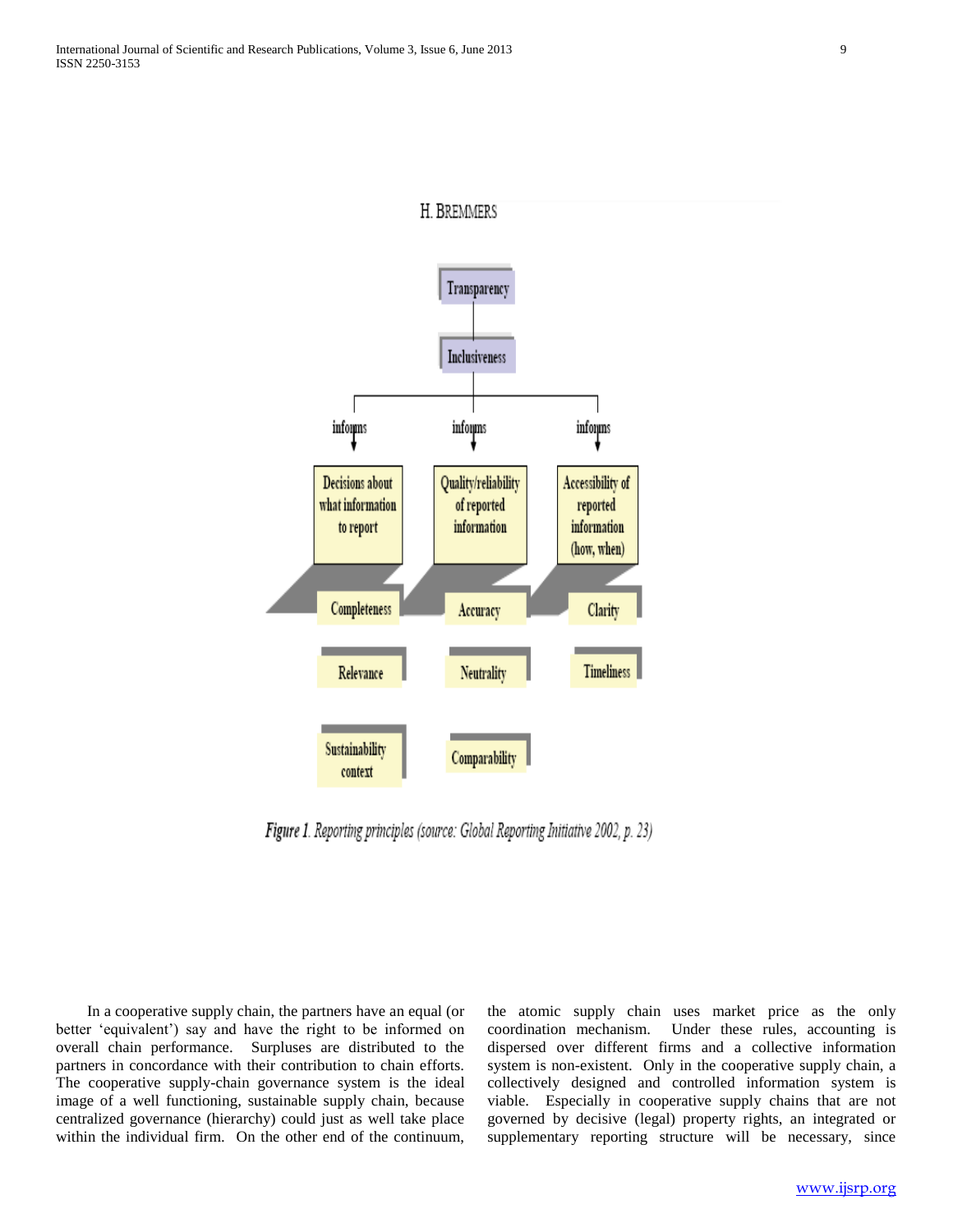H. BREMMERS

Transparency

Inclusiveness

informs

informs

informs

Decisions about what information to report

Quality/reliability of reported information

Accessibility of reported information (how, when)

Completeness

Accuracy

Clarity

Relevance

Neutrality

Timeliness

Sustainability context

Comparability

*Figure 1. Reporting principles (source: Global Reporting Initiative 2002, p. 23)*

In a cooperative supply chain, the partners have an equal (or better 'equivalent') say and have the right to be informed on overall chain performance. Surpluses are distributed to the partners in concordance with their contribution to chain efforts. The cooperative supply-chain governance system is the ideal image of a well functioning, sustainable supply chain, because centralized governance (hierarchy) could just as well take place within the individual firm. On the other end of the continuum, the atomic supply chain uses market price as the only coordination mechanism. Under these rules, accounting is dispersed over different firms and a collective information system is non-existent. Only in the cooperative supply chain, a collectively designed and controlled information system is viable. Especially in cooperative supply chains that are not governed by decisive (legal) property rights, an integrated or supplementary reporting structure will be necessary, since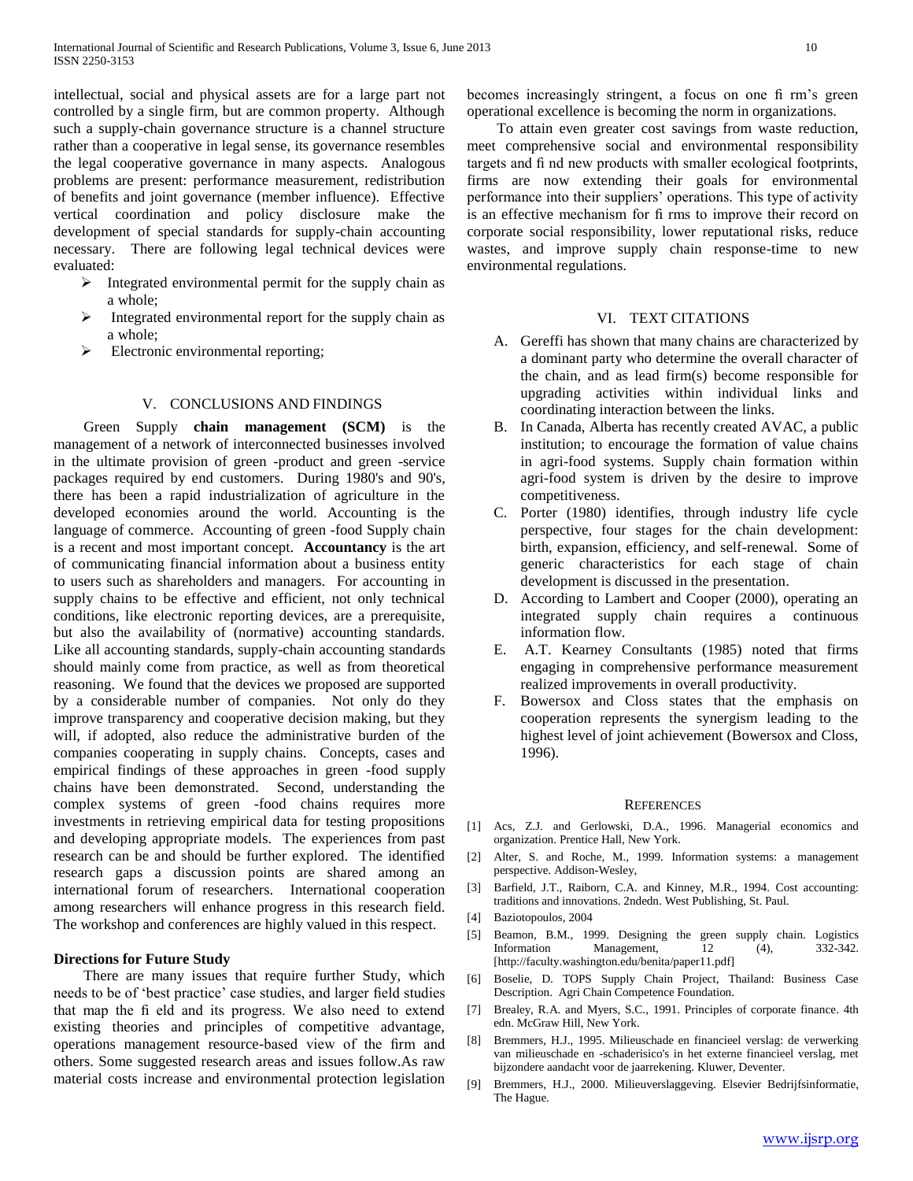intellectual, social and physical assets are for a large part not controlled by a single firm, but are common property. Although such a supply-chain governance structure is a channel structure rather than a cooperative in legal sense, its governance resembles the legal cooperative governance in many aspects. Analogous problems are present: performance measurement, redistribution of benefits and joint governance (member influence). Effective vertical coordination and policy disclosure make the development of special standards for supply-chain accounting necessary. There are following legal technical devices were evaluated:

- Integrated environmental permit for the supply chain as a whole;
- Integrated environmental report for the supply chain as a whole;
- Electronic environmental reporting;

## V. CONCLUSIONS AND FINDINGS

Green Supply **chain management (SCM)** is the management of a network of interconnected businesses involved in the ultimate provision of green -product and green -service packages required by end customers. During 1980's and 90's, there has been a rapid industrialization of agriculture in the developed economies around the world. Accounting is the language of commerce. Accounting of green -food Supply chain is a recent and most important concept. **Accountancy** is the art of communicating financial information about a business entity to users such as shareholders and managers. For accounting in supply chains to be effective and efficient, not only technical conditions, like electronic reporting devices, are a prerequisite, but also the availability of (normative) accounting standards. Like all accounting standards, supply-chain accounting standards should mainly come from practice, as well as from theoretical reasoning. We found that the devices we proposed are supported by a considerable number of companies. Not only do they improve transparency and cooperative decision making, but they will, if adopted, also reduce the administrative burden of the companies cooperating in supply chains. Concepts, cases and empirical findings of these approaches in green -food supply chains have been demonstrated. Second, understanding the complex systems of green -food chains requires more investments in retrieving empirical data for testing propositions and developing appropriate models. The experiences from past research can be and should be further explored. The identified research gaps a discussion points are shared among an international forum of researchers. International cooperation among researchers will enhance progress in this research field. The workshop and conferences are highly valued in this respect.

### Directions for Future Study

There are many issues that require further Study, which needs to be of 'best practice' case studies, and larger field studies that map the fi eld and its progress. We also need to extend existing theories and principles of competitive advantage, operations management resource-based view of the firm and others. Some suggested research areas and issues follow.As raw material costs increase and environmental protection legislation becomes increasingly stringent, a focus on one fi rm's green operational excellence is becoming the norm in organizations.

To attain even greater cost savings from waste reduction, meet comprehensive social and environmental responsibility targets and fi nd new products with smaller ecological footprints, firms are now extending their goals for environmental performance into their suppliers' operations. This type of activity is an effective mechanism for fi rms to improve their record on corporate social responsibility, lower reputational risks, reduce wastes, and improve supply chain response-time to new environmental regulations.

## VI. TEXT CITATIONS

A. Gereffi has shown that many chains are characterized by a dominant party who determine the overall character of the chain, and as lead firm(s) become responsible for upgrading activities within individual links and coordinating interaction between the links.

B. In Canada, Alberta has recently created AVAC, a public institution; to encourage the formation of value chains in agri-food systems. Supply chain formation within agri-food system is driven by the desire to improve competitiveness.

C. Porter (1980) identifies, through industry life cycle perspective, four stages for the chain development: birth, expansion, efficiency, and self-renewal. Some of generic characteristics for each stage of chain development is discussed in the presentation.

D. According to Lambert and Cooper (2000), operating an integrated supply chain requires a continuous information flow.

E. A.T. Kearney Consultants (1985) noted that firms engaging in comprehensive performance measurement realized improvements in overall productivity.

F. Bowersox and Closs states that the emphasis on cooperation represents the synergism leading to the highest level of joint achievement (Bowersox and Closs, 1996).

## REFERENCES

[1] Acs, Z.J. and Gerlowski, D.A., 1996. Managerial economics and organization. Prentice Hall, New York.

[2] Alter, S. and Roche, M., 1999. Information systems: a management perspective. Addison-Wesley,

[3] Barfield, J.T., Raiborn, C.A. and Kinney, M.R., 1994. Cost accounting: traditions and innovations. 2ndedn. West Publishing, St. Paul.

[4] Baziotopoulos, 2004

[5] Beamon, B.M., 1999. Designing the green supply chain. Logistics Information Management, 12 (4), 332-342. [http://faculty.washington.edu/benita/paper11.pdf]

[6] Boselie, D. TOPS Supply Chain Project, Thailand: Business Case Description. Agri Chain Competence Foundation.

[7] Brealey, R.A. and Myers, S.C., 1991. Principles of corporate finance. 4th edn. McGraw Hill, New York.

[8] Bremmers, H.J., 1995. Milieuschade en financieel verslag: de verwerking van milieuschade en -schaderisico's in het externe financieel verslag, met bijzondere aandacht voor de jaarrekening. Kluwer, Deventer.

[9] Bremmers, H.J., 2000. Milieuverslaggeving. Elsevier Bedrijfsinformatie, The Hague.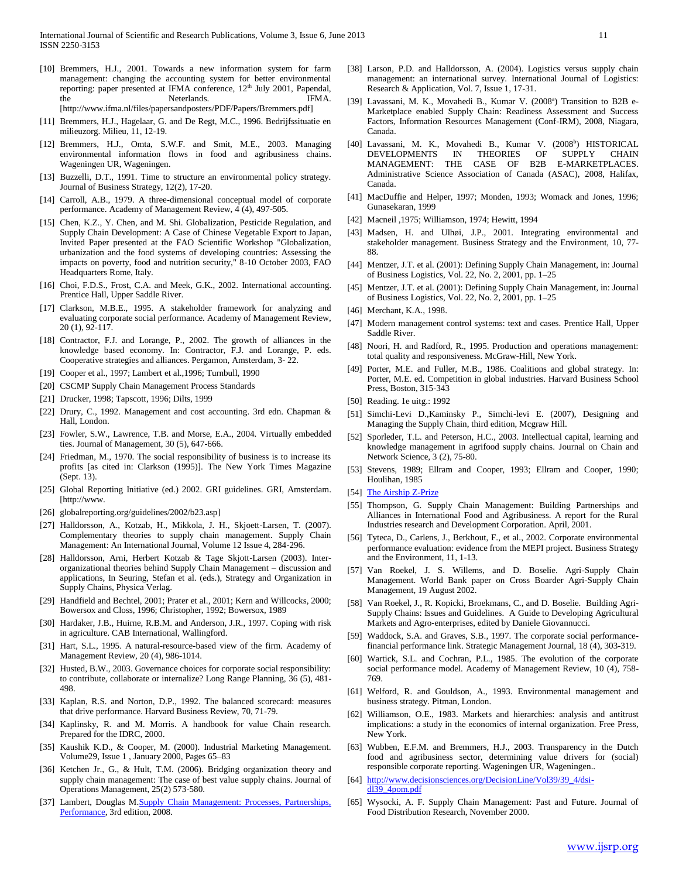[10] Bremmers, H.J., 2001. Towards a new information system for farm management: changing the accounting system for better environmental reporting: paper presented at IFMA conference, 12th July 2001, Papendal, the Neterlands. IFMA. [http://www.ifma.nl/files/papersandposters/PDF/Papers/Bremmers.pdf]

[11] Bremmers, H.J., Hagelaar, G. and De Regt, M.C., 1996. Bedrijfssituatie en milieuzorg. Milieu, 11, 12-19.

[12] Bremmers, H.J., Omta, S.W.F. and Smit, M.E., 2003. Managing environmental information flows in food and agribusiness chains. Wageningen UR, Wageningen.

[13] Buzzelli, D.T., 1991. Time to structure an environmental policy strategy. Journal of Business Strategy, 12(2), 17-20.

[14] Carroll, A.B., 1979. A three-dimensional conceptual model of corporate performance. Academy of Management Review, 4 (4), 497-505.

[15] Chen, K.Z., Y. Chen, and M. Shi. Globalization, Pesticide Regulation, and Supply Chain Development: A Case of Chinese Vegetable Export to Japan, Invited Paper presented at the FAO Scientific Workshop "Globalization, urbanization and the food systems of developing countries: Assessing the impacts on poverty, food and nutrition security," 8-10 October 2003, FAO Headquarters Rome, Italy.

[16] Choi, F.D.S., Frost, C.A. and Meek, G.K., 2002. International accounting. Prentice Hall, Upper Saddle River.

[17] Clarkson, M.B.E., 1995. A stakeholder framework for analyzing and evaluating corporate social performance. Academy of Management Review, 20 (1), 92-117.

[18] Contractor, F.J. and Lorange, P., 2002. The growth of alliances in the knowledge based economy. In: Contractor, F.J. and Lorange, P. eds. Cooperative strategies and alliances. Pergamon, Amsterdam, 3- 22.

[19] Cooper et al., 1997; Lambert et al.,1996; Turnbull, 1990

[20] CSCMP Supply Chain Management Process Standards

[21] Drucker, 1998; Tapscott, 1996; Dilts, 1999

[22] Drury, C., 1992. Management and cost accounting. 3rd edn. Chapman & Hall, London.

[23] Fowler, S.W., Lawrence, T.B. and Morse, E.A., 2004. Virtually embedded ties. Journal of Management, 30 (5), 647-666.

[24] Friedman, M., 1970. The social responsibility of business is to increase its profits [as cited in: Clarkson (1995)]. The New York Times Magazine (Sept. 13).

[25] Global Reporting Initiative (ed.) 2002. GRI guidelines. GRI, Amsterdam. [http://www.

[26] globalreporting.org/guidelines/2002/b23.asp]

[27] Halldorsson, A., Kotzab, H., Mikkola, J. H., Skjoett-Larsen, T. (2007). Complementary theories to supply chain management. Supply Chain Management: An International Journal, Volume 12 Issue 4, 284-296.

[28] Halldorsson, Arni, Herbert Kotzab & Tage Skjott-Larsen (2003). Inter-organizational theories behind Supply Chain Management – discussion and applications, In Seuring, Stefan et al. (eds.), Strategy and Organization in Supply Chains, Physica Verlag.

[29] Handfield and Bechtel, 2001; Prater et al., 2001; Kern and Willcocks, 2000; Bowersox and Closs, 1996; Christopher, 1992; Bowersox, 1989

[30] Hardaker, J.B., Huirne, R.B.M. and Anderson, J.R., 1997. Coping with risk in agriculture. CAB International, Wallingford.

[31] Hart, S.L., 1995. A natural-resource-based view of the firm. Academy of Management Review, 20 (4), 986-1014.

[32] Husted, B.W., 2003. Governance choices for corporate social responsibility: to contribute, collaborate or internalize? Long Range Planning, 36 (5), 481-498.

[33] Kaplan, R.S. and Norton, D.P., 1992. The balanced scorecard: measures that drive performance. Harvard Business Review, 70, 71-79.

[34] Kaplinsky, R. and M. Morris. A handbook for value Chain research. Prepared for the IDRC, 2000.

[35] Kaushik K.D., & Cooper, M. (2000). Industrial Marketing Management. Volume29, Issue 1 , January 2000, Pages 65–83

[36] Ketchen Jr., G., & Hult, T.M. (2006). Bridging organization theory and supply chain management: The case of best value supply chains. Journal of Operations Management, 25(2) 573-580.

[37] Lambert, Douglas M.Supply Chain Management: Processes, Partnerships, Performance, 3rd edition, 2008.

[38] Larson, P.D. and Halldorsson, A. (2004). Logistics versus supply chain management: an international survey. International Journal of Logistics: Research & Application, Vol. 7, Issue 1, 17-31.

[39] Lavassani, M. K., Movahedi B., Kumar V. (2008[a]) Transition to B2B e-Marketplace enabled Supply Chain: Readiness Assessment and Success Factors, Information Resources Management (Conf-IRM), 2008, Niagara, Canada.

[40] Lavassani, M. K., Movahedi B., Kumar V. (2008[b]) HISTORICAL DEVELOPMENTS IN THEORIES OF SUPPLY CHAIN MANAGEMENT: THE CASE OF B2B E-MARKETPLACES. Administrative Science Association of Canada (ASAC), 2008, Halifax, Canada.

[41] MacDuffie and Helper, 1997; Monden, 1993; Womack and Jones, 1996; Gunasekaran, 1999

[42] Macneil ,1975; Williamson, 1974; Hewitt, 1994

[43] Madsen, H. and Ulhøi, J.P., 2001. Integrating environmental and stakeholder management. Business Strategy and the Environment, 10, 77-88.

[44] Mentzer, J.T. et al. (2001): Defining Supply Chain Management, in: Journal of Business Logistics, Vol. 22, No. 2, 2001, pp. 1–25

[45] Mentzer, J.T. et al. (2001): Defining Supply Chain Management, in: Journal of Business Logistics, Vol. 22, No. 2, 2001, pp. 1–25

[46] Merchant, K.A., 1998.

[47] Modern management control systems: text and cases. Prentice Hall, Upper Saddle River.

[48] Noori, H. and Radford, R., 1995. Production and operations management: total quality and responsiveness. McGraw-Hill, New York.

[49] Porter, M.E. and Fuller, M.B., 1986. Coalitions and global strategy. In: Porter, M.E. ed. Competition in global industries. Harvard Business School Press, Boston, 315-343

[50] Reading. 1e uitg.: 1992

[51] Simchi-Levi D.,Kaminsky P., Simchi-levi E. (2007), Designing and Managing the Supply Chain, third edition, Mcgraw Hill.

[52] Sporleder, T.L. and Peterson, H.C., 2003. Intellectual capital, learning and knowledge management in agrifood supply chains. Journal on Chain and Network Science, 3 (2), 75-80.

[53] Stevens, 1989; Ellram and Cooper, 1993; Ellram and Cooper, 1990; Houlihan, 1985

[54] The Airship Z-Prize

[55] Thompson, G. Supply Chain Management: Building Partnerships and Alliances in International Food and Agribusiness. A report for the Rural Industries research and Development Corporation. April, 2001.

[56] Tyteca, D., Carlens, J., Berkhout, F., et al., 2002. Corporate environmental performance evaluation: evidence from the MEPI project. Business Strategy and the Environment, 11, 1-13.

[57] Van Roekel, J. S. Willems, and D. Boselie. Agri-Supply Chain Management. World Bank paper on Cross Boarder Agri-Supply Chain Management, 19 August 2002.

[58] Van Roekel, J., R. Kopicki, Broekmans, C., and D. Boselie. Building Agri-Supply Chains: Issues and Guidelines. A Guide to Developing Agricultural Markets and Agro-enterprises, edited by Daniele Giovannucci.

[59] Waddock, S.A. and Graves, S.B., 1997. The corporate social performance-financial performance link. Strategic Management Journal, 18 (4), 303-319.

[60] Wartick, S.L. and Cochran, P.L., 1985. The evolution of the corporate social performance model. Academy of Management Review, 10 (4), 758-769.

[61] Welford, R. and Gouldson, A., 1993. Environmental management and business strategy. Pitman, London.

[62] Williamson, O.E., 1983. Markets and hierarchies: analysis and antitrust implications: a study in the economics of internal organization. Free Press, New York.

[63] Wubben, E.F.M. and Bremmers, H.J., 2003. Transparency in the Dutch food and agribusiness sector, determining value drivers for (social) responsible corporate reporting. Wageningen UR, Wageningen..

[64] http://www.decisionsciences.org/DecisionLine/Vol39/39_4/dsi-dl39_4pom.pdf

[65] Wysocki, A. F. Supply Chain Management: Past and Future. Journal of Food Distribution Research, November 2000.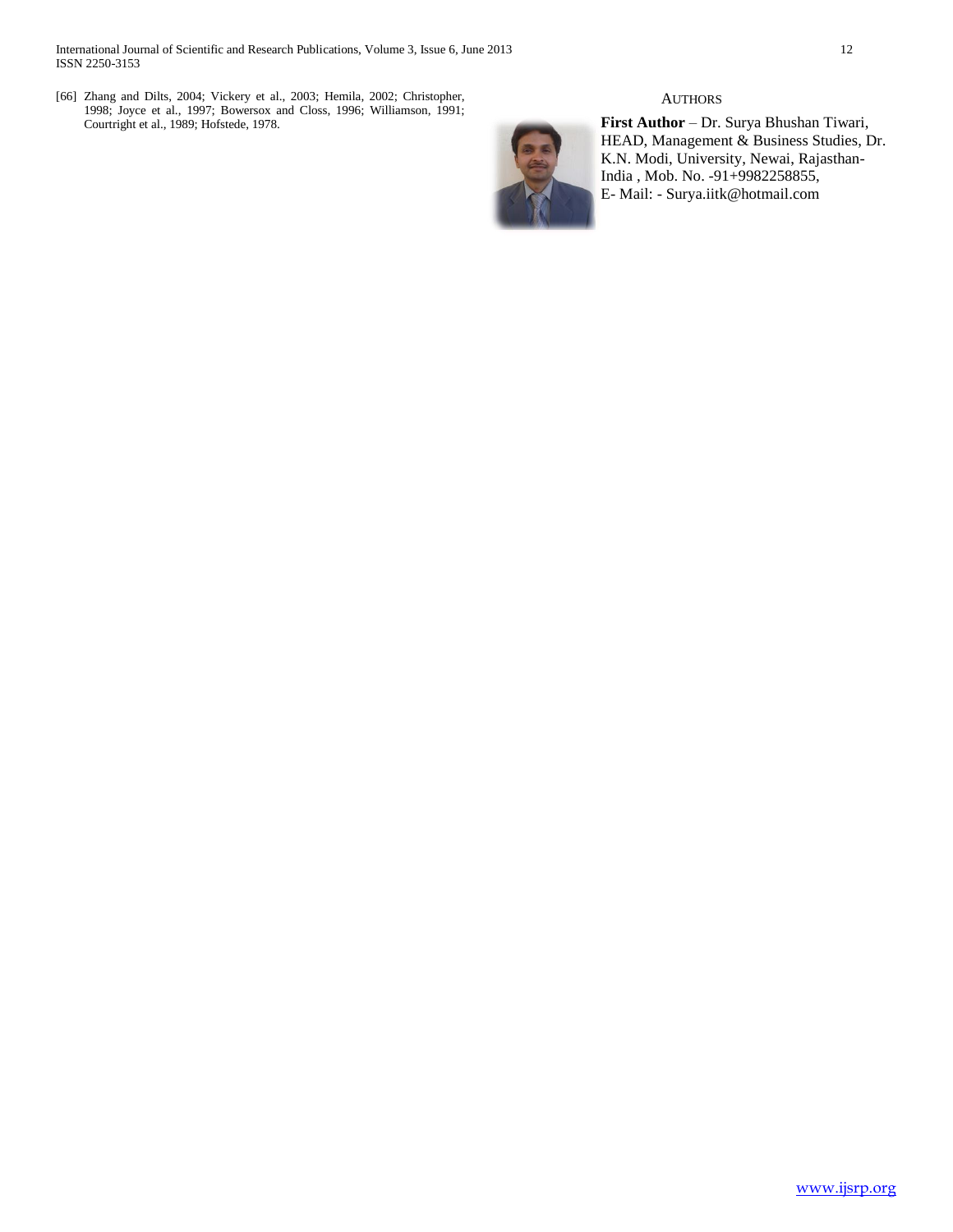[66] Zhang and Dilts, 2004; Vickery et al., 2003; Hemila, 2002; Christopher, 1998; Joyce et al., 1997; Bowersox and Closs, 1996; Williamson, 1991; Courtright et al., 1989; Hofstede, 1978.

## AUTHORS

**First Author** – Dr. Surya Bhushan Tiwari, HEAD, Management & Business Studies, Dr. K.N. Modi, University, Newai, Rajasthan-India , Mob. No. -91+9982258855, E- Mail: - Surya.iitk@hotmail.com